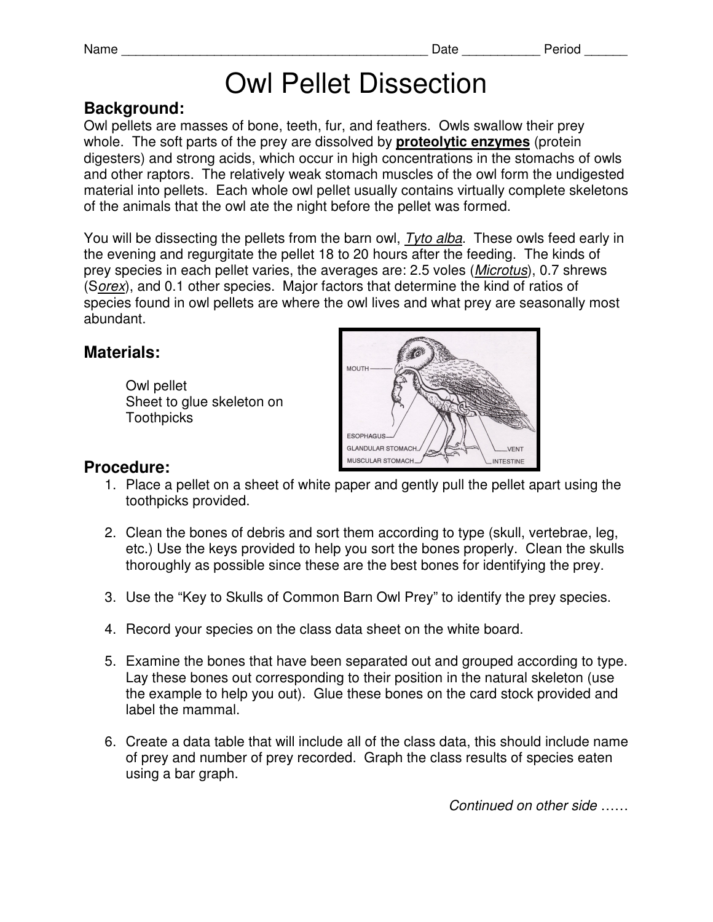Name ____________________________________________ Date ___________ Period ______

# Owl Pellet Dissection

## Background:

Owl pellets are masses of bone, teeth, fur, and feathers. Owls swallow their prey whole. The soft parts of the prey are dissolved by **proteolytic enzymes** (protein digesters) and strong acids, which occur in high concentrations in the stomachs of owls and other raptors. The relatively weak stomach muscles of the owl form the undigested material into pellets. Each whole owl pellet usually contains virtually complete skeletons of the animals that the owl ate the night before the pellet was formed.

You will be dissecting the pellets from the barn owl, *Tyto alba*. These owls feed early in the evening and regurgitate the pellet 18 to 20 hours after the feeding. The kinds of prey species in each pellet varies, the averages are: 2.5 voles (*Microtus*), 0.7 shrews (*Sorex*), and 0.1 other species. Major factors that determine the kind of ratios of species found in owl pellets are where the owl lives and what prey are seasonally most abundant.

## Materials:

Owl pellet
Sheet to glue skeleton on
Toothpicks

MOUTH
ESOPHAGUS
GLANDULAR STOMACH
MUSCULAR STOMACH
VENT
INTESTINE

## Procedure:

1. Place a pellet on a sheet of white paper and gently pull the pellet apart using the toothpicks provided.
2. Clean the bones of debris and sort them according to type (skull, vertebrae, leg, etc.) Use the keys provided to help you sort the bones properly. Clean the skulls thoroughly as possible since these are the best bones for identifying the prey.
3. Use the "Key to Skulls of Common Barn Owl Prey" to identify the prey species.
4. Record your species on the class data sheet on the white board.
5. Examine the bones that have been separated out and grouped according to type. Lay these bones out corresponding to their position in the natural skeleton (use the example to help you out). Glue these bones on the card stock provided and label the mammal.
6. Create a data table that will include all of the class data, this should include name of prey and number of prey recorded. Graph the class results of species eaten using a bar graph.

*Continued on other side ……*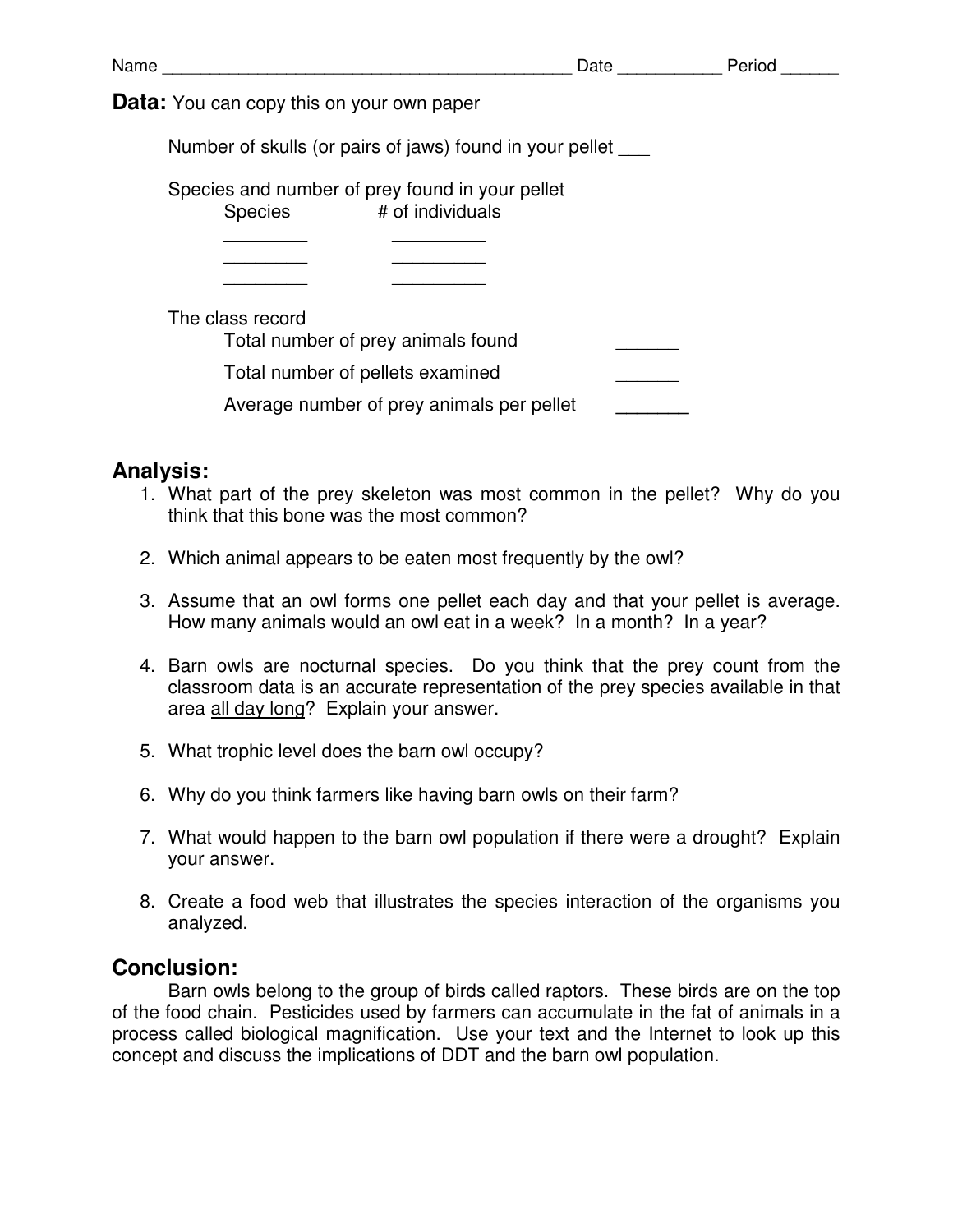Name ___________________________________________ Date ___________ Period ______

**Data:** You can copy this on your own paper

Number of skulls (or pairs of jaws) found in your pellet ___

Species and number of prey found in your pellet

| Species | # of individuals |
|---|---|
| ________ | _________ |
| ________ | _________ |
| ________ | _________ |

The class record

| | |
|---|---|
| Total number of prey animals found | ______ |
| Total number of pellets examined | ______ |
| Average number of prey animals per pellet | _______ |

## Analysis:

1. What part of the prey skeleton was most common in the pellet? Why do you think that this bone was the most common?
2. Which animal appears to be eaten most frequently by the owl?
3. Assume that an owl forms one pellet each day and that your pellet is average. How many animals would an owl eat in a week? In a month? In a year?
4. Barn owls are nocturnal species. Do you think that the prey count from the classroom data is an accurate representation of the prey species available in that area all day long? Explain your answer.
5. What trophic level does the barn owl occupy?
6. Why do you think farmers like having barn owls on their farm?
7. What would happen to the barn owl population if there were a drought? Explain your answer.
8. Create a food web that illustrates the species interaction of the organisms you analyzed.

## Conclusion:

Barn owls belong to the group of birds called raptors. These birds are on the top of the food chain. Pesticides used by farmers can accumulate in the fat of animals in a process called biological magnification. Use your text and the Internet to look up this concept and discuss the implications of DDT and the barn owl population.